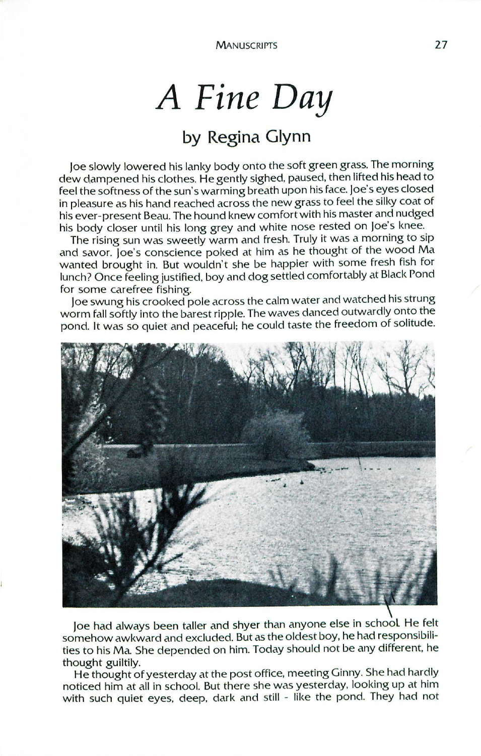# A Fine Day

## by Regina Glynn

Joe slowly lowered his lanky body onto the soft green grass. The morning dew dampened his clothes. He gently sighed, paused, then lifted his head to feel the softness of the sun's warming breath upon his face. Joe's eyes closed in pleasure as his hand reached across the new grass to feel the silky coat of his ever-present Beau. The hound knew comfort with his master and nudged his body closer until his long grey and white nose rested on Joe's knee.

The rising sun was sweetly warm and fresh. Truly it was a morning to sip and savor. Joe's conscience poked at him as he thought of the wood Ma wanted brought in. But wouldn't she be happier with some fresh fish for lunch? Once feeling justified, boy and dog settled comfortably at Black Pond for some carefree fishing.

Joe swung his crooked pole across the calm water and watched his strung worm fall softly into the barest ripple. The waves danced outwardly onto the pond. It was so quiet and peaceful; he could taste the freedom of solitude.

Joe had always been taller and shyer than anyone else in school. He felt somehow awkward and excluded. But as the oldest boy, he had responsibilities to his Ma. She depended on him. Today should not be any different, he thought guiltily.

He thought of yesterday at the post office, meeting Ginny. She had hardly noticed him at all in school. But there she was yesterday, looking up at him with such quiet eyes, deep, dark and still - like the pond. They had not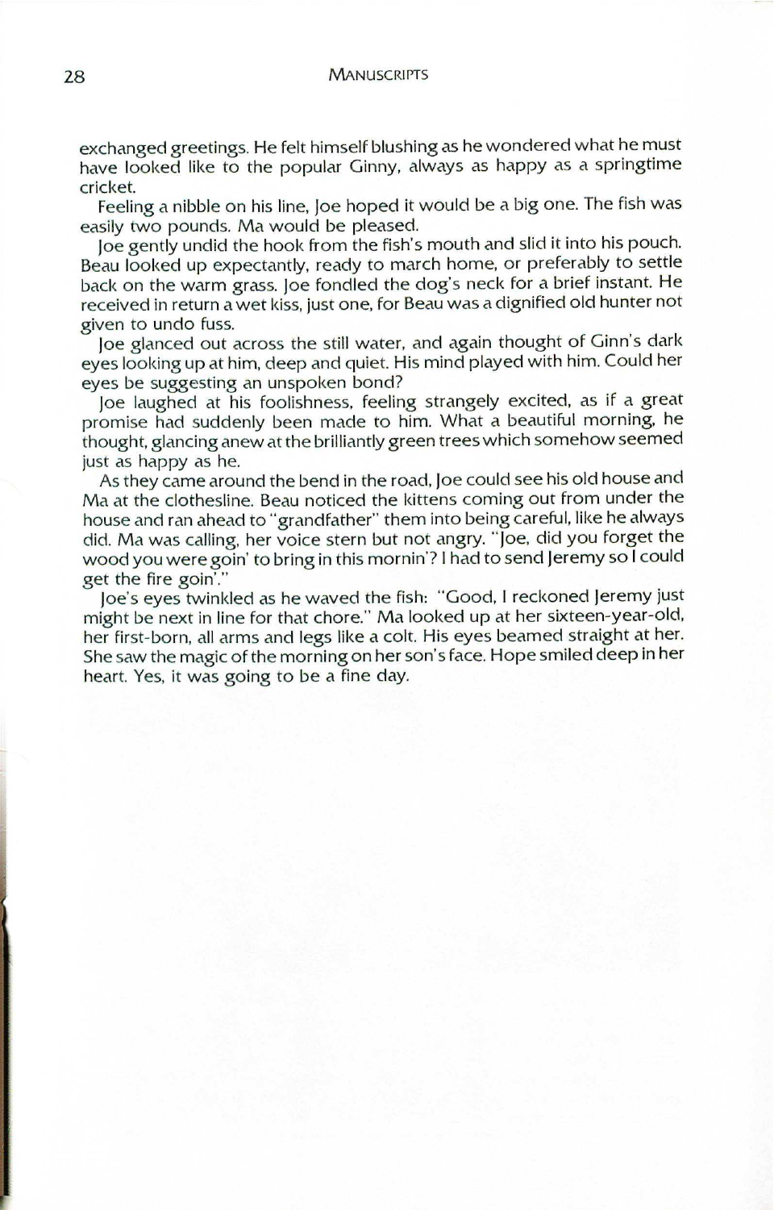exchanged greetings. He felt himself blushing as he wondered what he must have looked like to the popular Ginny, always as happy as a springtime cricket.

Feeling a nibble on his line, Joe hoped it would be a big one. The fish was easily two pounds. Ma would be pleased.

Joe gently undid the hook from the fish's mouth and slid it into his pouch. Beau looked up expectantly, ready to march home, or preferably to settle back on the warm grass. Joe fondled the dog's neck for a brief instant. He received in return a wet kiss, just one, for Beau was a dignified old hunter not given to undo fuss.

Joe glanced out across the still water, and again thought of Ginn's dark eyes looking up at him, deep and quiet. His mind played with him. Could her eyes be suggesting an unspoken bond?

Joe laughed at his foolishness, feeling strangely excited, as if a great promise had suddenly been made to him. What a beautiful morning, he thought, glancing anew at the brilliantly green trees which somehow seemed just as happy as he.

As they came around the bend in the road, Joe could see his old house and Ma at the clothesline. Beau noticed the kittens coming out from under the house and ran ahead to "grandfather" them into being careful, like he always did. Ma was calling, her voice stern but not angry. "Joe, did you forget the wood you were goin' to bring in this mornin'? I had to send Jeremy so I could get the fire goin'."

Joe's eyes twinkled as he waved the fish: "Good, I reckoned Jeremy just might be next in line for that chore." Ma looked up at her sixteen-year-old, her first-born, all arms and legs like a colt. His eyes beamed straight at her. She saw the magic of the morning on her son's face. Hope smiled deep in her heart. Yes, it was going to be a fine day.